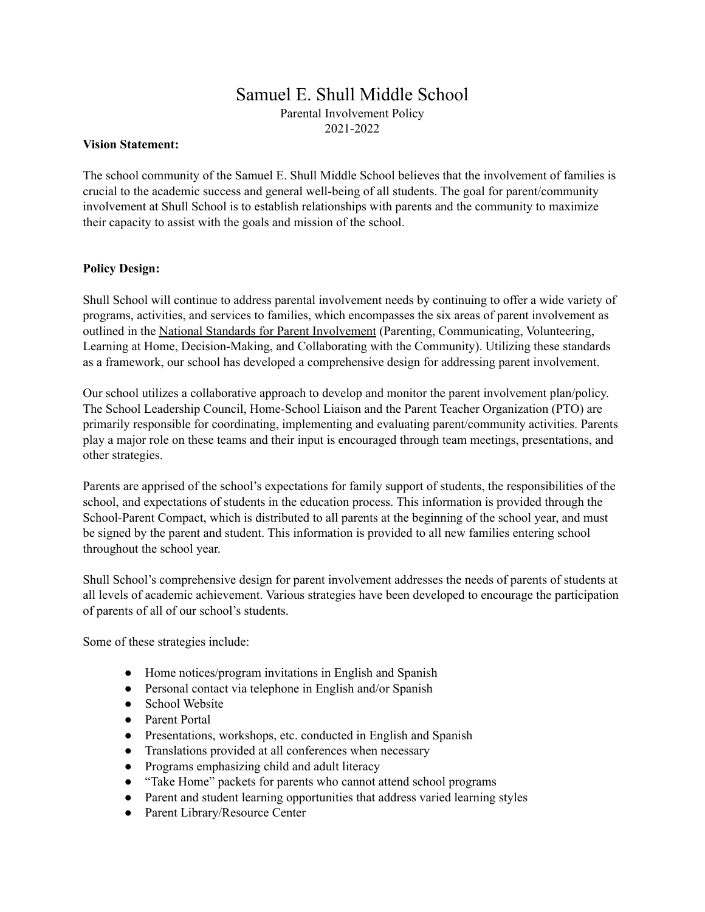# Samuel E. Shull Middle School

Parental Involvement Policy
2021-2022

**Vision Statement:**

The school community of the Samuel E. Shull Middle School believes that the involvement of families is crucial to the academic success and general well-being of all students. The goal for parent/community involvement at Shull School is to establish relationships with parents and the community to maximize their capacity to assist with the goals and mission of the school.

**Policy Design:**

Shull School will continue to address parental involvement needs by continuing to offer a wide variety of programs, activities, and services to families, which encompasses the six areas of parent involvement as outlined in the National Standards for Parent Involvement (Parenting, Communicating, Volunteering, Learning at Home, Decision-Making, and Collaborating with the Community). Utilizing these standards as a framework, our school has developed a comprehensive design for addressing parent involvement.

Our school utilizes a collaborative approach to develop and monitor the parent involvement plan/policy. The School Leadership Council, Home-School Liaison and the Parent Teacher Organization (PTO) are primarily responsible for coordinating, implementing and evaluating parent/community activities. Parents play a major role on these teams and their input is encouraged through team meetings, presentations, and other strategies.

Parents are apprised of the school's expectations for family support of students, the responsibilities of the school, and expectations of students in the education process. This information is provided through the School-Parent Compact, which is distributed to all parents at the beginning of the school year, and must be signed by the parent and student. This information is provided to all new families entering school throughout the school year.

Shull School's comprehensive design for parent involvement addresses the needs of parents of students at all levels of academic achievement. Various strategies have been developed to encourage the participation of parents of all of our school's students.

Some of these strategies include:

- Home notices/program invitations in English and Spanish
- Personal contact via telephone in English and/or Spanish
- School Website
- Parent Portal
- Presentations, workshops, etc. conducted in English and Spanish
- Translations provided at all conferences when necessary
- Programs emphasizing child and adult literacy
- "Take Home" packets for parents who cannot attend school programs
- Parent and student learning opportunities that address varied learning styles
- Parent Library/Resource Center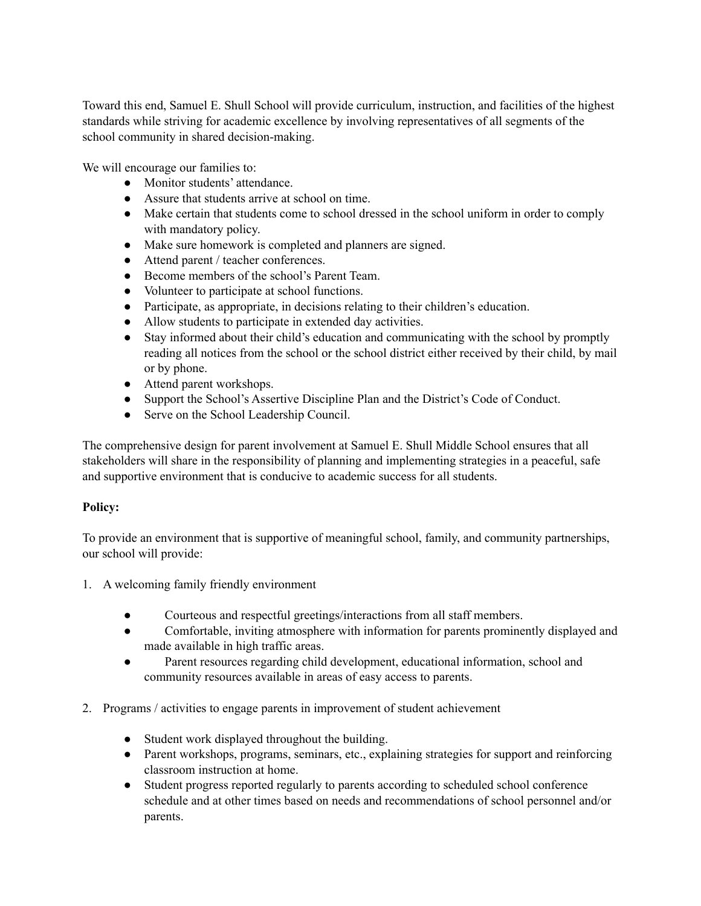Toward this end, Samuel E. Shull School will provide curriculum, instruction, and facilities of the highest standards while striving for academic excellence by involving representatives of all segments of the school community in shared decision-making.

We will encourage our families to:

- Monitor students' attendance.
- Assure that students arrive at school on time.
- Make certain that students come to school dressed in the school uniform in order to comply with mandatory policy.
- Make sure homework is completed and planners are signed.
- Attend parent / teacher conferences.
- Become members of the school's Parent Team.
- Volunteer to participate at school functions.
- Participate, as appropriate, in decisions relating to their children's education.
- Allow students to participate in extended day activities.
- Stay informed about their child's education and communicating with the school by promptly reading all notices from the school or the school district either received by their child, by mail or by phone.
- Attend parent workshops.
- Support the School's Assertive Discipline Plan and the District's Code of Conduct.
- Serve on the School Leadership Council.

The comprehensive design for parent involvement at Samuel E. Shull Middle School ensures that all stakeholders will share in the responsibility of planning and implementing strategies in a peaceful, safe and supportive environment that is conducive to academic success for all students.

**Policy:**

To provide an environment that is supportive of meaningful school, family, and community partnerships, our school will provide:

1. A welcoming family friendly environment
    - Courteous and respectful greetings/interactions from all staff members.
    - Comfortable, inviting atmosphere with information for parents prominently displayed and made available in high traffic areas.
    - Parent resources regarding child development, educational information, school and community resources available in areas of easy access to parents.
2. Programs / activities to engage parents in improvement of student achievement
    - Student work displayed throughout the building.
    - Parent workshops, programs, seminars, etc., explaining strategies for support and reinforcing classroom instruction at home.
    - Student progress reported regularly to parents according to scheduled school conference schedule and at other times based on needs and recommendations of school personnel and/or parents.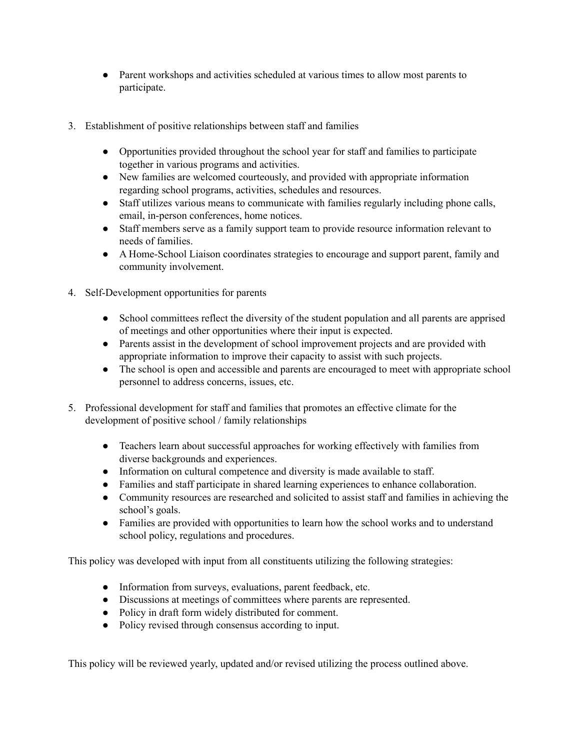- Parent workshops and activities scheduled at various times to allow most parents to participate.

3. Establishment of positive relationships between staff and families

    - Opportunities provided throughout the school year for staff and families to participate together in various programs and activities.
    - New families are welcomed courteously, and provided with appropriate information regarding school programs, activities, schedules and resources.
    - Staff utilizes various means to communicate with families regularly including phone calls, email, in-person conferences, home notices.
    - Staff members serve as a family support team to provide resource information relevant to needs of families.
    - A Home-School Liaison coordinates strategies to encourage and support parent, family and community involvement.

4. Self-Development opportunities for parents

    - School committees reflect the diversity of the student population and all parents are apprised of meetings and other opportunities where their input is expected.
    - Parents assist in the development of school improvement projects and are provided with appropriate information to improve their capacity to assist with such projects.
    - The school is open and accessible and parents are encouraged to meet with appropriate school personnel to address concerns, issues, etc.

5. Professional development for staff and families that promotes an effective climate for the development of positive school / family relationships

    - Teachers learn about successful approaches for working effectively with families from diverse backgrounds and experiences.
    - Information on cultural competence and diversity is made available to staff.
    - Families and staff participate in shared learning experiences to enhance collaboration.
    - Community resources are researched and solicited to assist staff and families in achieving the school's goals.
    - Families are provided with opportunities to learn how the school works and to understand school policy, regulations and procedures.

This policy was developed with input from all constituents utilizing the following strategies:

- Information from surveys, evaluations, parent feedback, etc.
- Discussions at meetings of committees where parents are represented.
- Policy in draft form widely distributed for comment.
- Policy revised through consensus according to input.

This policy will be reviewed yearly, updated and/or revised utilizing the process outlined above.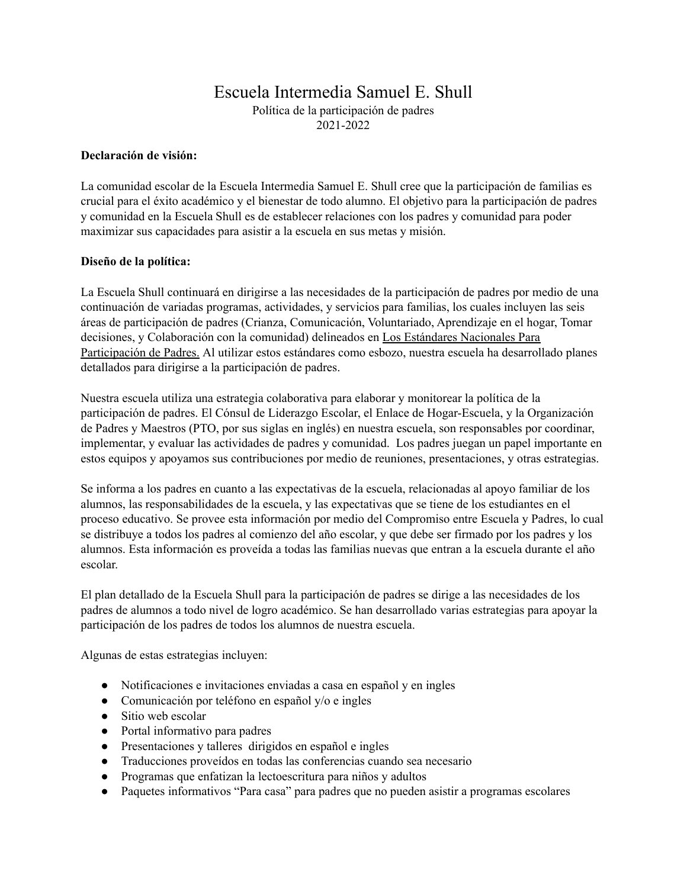# Escuela Intermedia Samuel E. Shull

Política de la participación de padres
2021-2022

**Declaración de visión:**

La comunidad escolar de la Escuela Intermedia Samuel E. Shull cree que la participación de familias es crucial para el éxito académico y el bienestar de todo alumno. El objetivo para la participación de padres y comunidad en la Escuela Shull es de establecer relaciones con los padres y comunidad para poder maximizar sus capacidades para asistir a la escuela en sus metas y misión.

**Diseño de la política:**

La Escuela Shull continuará en dirigirse a las necesidades de la participación de padres por medio de una continuación de variadas programas, actividades, y servicios para familias, los cuales incluyen las seis áreas de participación de padres (Crianza, Comunicación, Voluntariado, Aprendizaje en el hogar, Tomar decisiones, y Colaboración con la comunidad) delineados en Los Estándares Nacionales Para Participación de Padres. Al utilizar estos estándares como esbozo, nuestra escuela ha desarrollado planes detallados para dirigirse a la participación de padres.

Nuestra escuela utiliza una estrategia colaborativa para elaborar y monitorear la política de la participación de padres. El Cónsul de Liderazgo Escolar, el Enlace de Hogar-Escuela, y la Organización de Padres y Maestros (PTO, por sus siglas en inglés) en nuestra escuela, son responsables por coordinar, implementar, y evaluar las actividades de padres y comunidad. Los padres juegan un papel importante en estos equipos y apoyamos sus contribuciones por medio de reuniones, presentaciones, y otras estrategias.

Se informa a los padres en cuanto a las expectativas de la escuela, relacionadas al apoyo familiar de los alumnos, las responsabilidades de la escuela, y las expectativas que se tiene de los estudiantes en el proceso educativo. Se provee esta información por medio del Compromiso entre Escuela y Padres, lo cual se distribuye a todos los padres al comienzo del año escolar, y que debe ser firmado por los padres y los alumnos. Esta información es proveída a todas las familias nuevas que entran a la escuela durante el año escolar.

El plan detallado de la Escuela Shull para la participación de padres se dirige a las necesidades de los padres de alumnos a todo nivel de logro académico. Se han desarrollado varias estrategias para apoyar la participación de los padres de todos los alumnos de nuestra escuela.

Algunas de estas estrategias incluyen:

- Notificaciones e invitaciones enviadas a casa en español y en ingles
- Comunicación por teléfono en español y/o e ingles
- Sitio web escolar
- Portal informativo para padres
- Presentaciones y talleres dirigidos en español e ingles
- Traducciones proveídos en todas las conferencias cuando sea necesario
- Programas que enfatizan la lectoescritura para niños y adultos
- Paquetes informativos "Para casa" para padres que no pueden asistir a programas escolares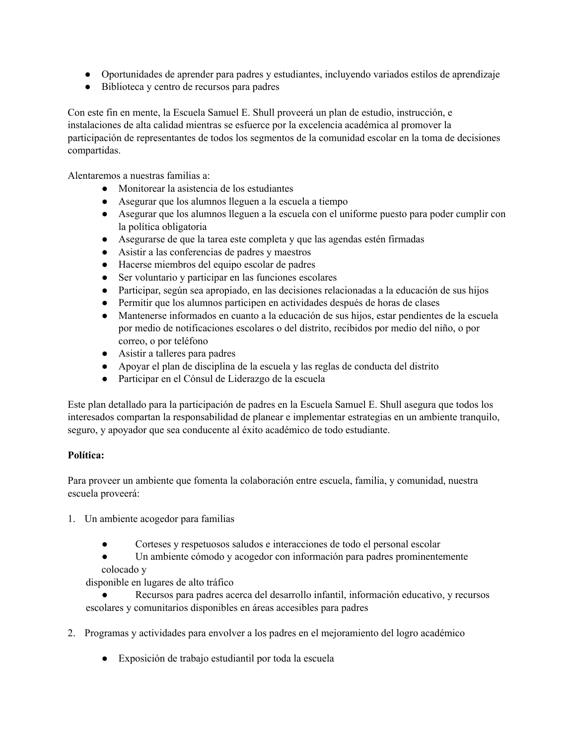- Oportunidades de aprender para padres y estudiantes, incluyendo variados estilos de aprendizaje
- Biblioteca y centro de recursos para padres

Con este fin en mente, la Escuela Samuel E. Shull proveerá un plan de estudio, instrucción, e instalaciones de alta calidad mientras se esfuerce por la excelencia académica al promover la participación de representantes de todos los segmentos de la comunidad escolar en la toma de decisiones compartidas.

Alentaremos a nuestras familias a:

- Monitorear la asistencia de los estudiantes
- Asegurar que los alumnos lleguen a la escuela a tiempo
- Asegurar que los alumnos lleguen a la escuela con el uniforme puesto para poder cumplir con la política obligatoria
- Asegurarse de que la tarea este completa y que las agendas estén firmadas
- Asistir a las conferencias de padres y maestros
- Hacerse miembros del equipo escolar de padres
- Ser voluntario y participar en las funciones escolares
- Participar, según sea apropiado, en las decisiones relacionadas a la educación de sus hijos
- Permitir que los alumnos participen en actividades después de horas de clases
- Mantenerse informados en cuanto a la educación de sus hijos, estar pendientes de la escuela por medio de notificaciones escolares o del distrito, recibidos por medio del niño, o por correo, o por teléfono
- Asistir a talleres para padres
- Apoyar el plan de disciplina de la escuela y las reglas de conducta del distrito
- Participar en el Cónsul de Liderazgo de la escuela

Este plan detallado para la participación de padres en la Escuela Samuel E. Shull asegura que todos los interesados compartan la responsabilidad de planear e implementar estrategias en un ambiente tranquilo, seguro, y apoyador que sea conducente al éxito académico de todo estudiante.

**Política:**

Para proveer un ambiente que fomenta la colaboración entre escuela, familia, y comunidad, nuestra escuela proveerá:

1. Un ambiente acogedor para familias

   - Corteses y respetuosos saludos e interacciones de todo el personal escolar
   - Un ambiente cómodo y acogedor con información para padres prominentemente colocado y disponible en lugares de alto tráfico
   - Recursos para padres acerca del desarrollo infantil, información educativo, y recursos escolares y comunitarios disponibles en áreas accesibles para padres

2. Programas y actividades para envolver a los padres en el mejoramiento del logro académico

   - Exposición de trabajo estudiantil por toda la escuela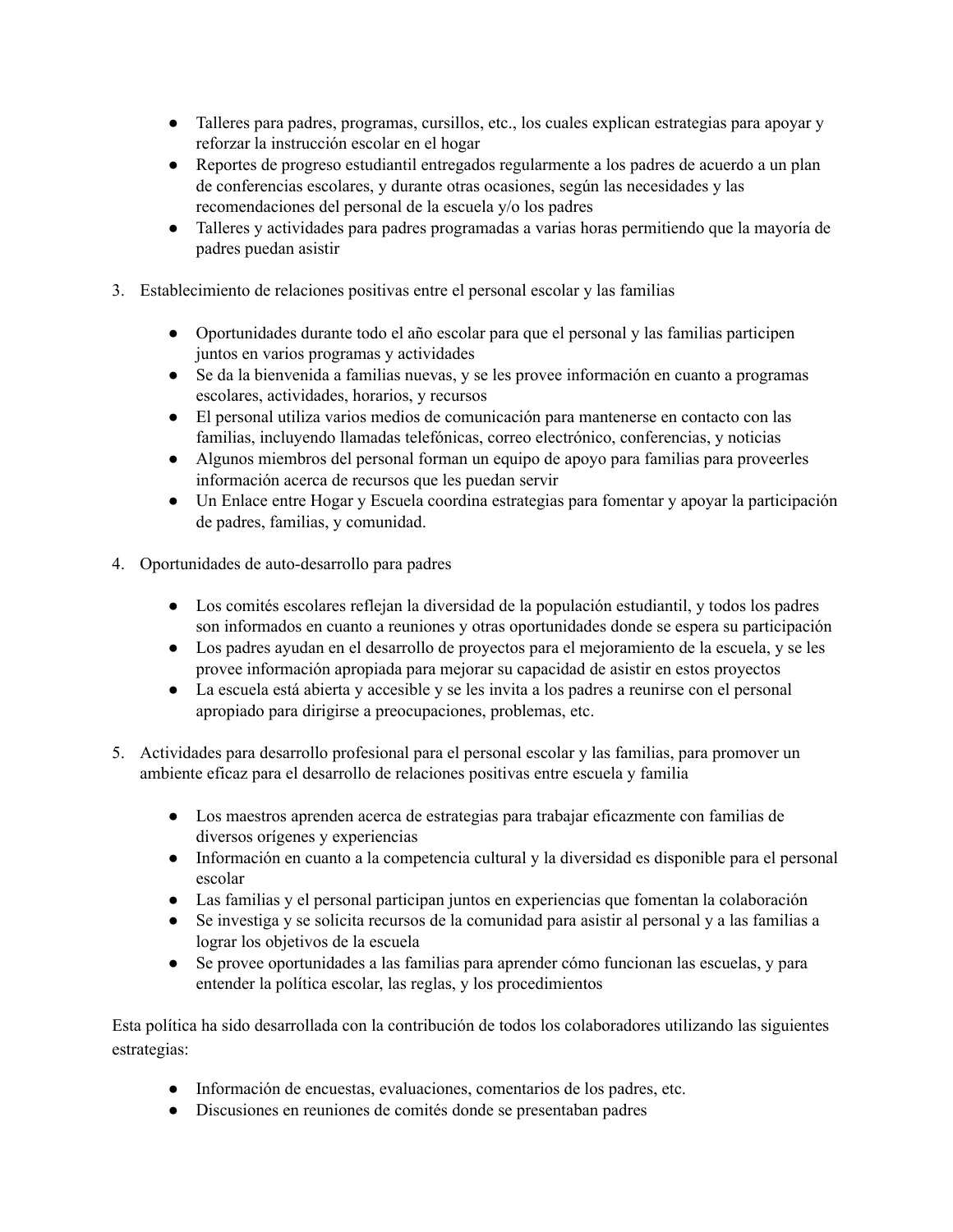- Talleres para padres, programas, cursillos, etc., los cuales explican estrategias para apoyar y reforzar la instrucción escolar en el hogar
- Reportes de progreso estudiantil entregados regularmente a los padres de acuerdo a un plan de conferencias escolares, y durante otras ocasiones, según las necesidades y las recomendaciones del personal de la escuela y/o los padres
- Talleres y actividades para padres programadas a varias horas permitiendo que la mayoría de padres puedan asistir

3. Establecimiento de relaciones positivas entre el personal escolar y las familias

   - Oportunidades durante todo el año escolar para que el personal y las familias participen juntos en varios programas y actividades
   - Se da la bienvenida a familias nuevas, y se les provee información en cuanto a programas escolares, actividades, horarios, y recursos
   - El personal utiliza varios medios de comunicación para mantenerse en contacto con las familias, incluyendo llamadas telefónicas, correo electrónico, conferencias, y noticias
   - Algunos miembros del personal forman un equipo de apoyo para familias para proveerles información acerca de recursos que les puedan servir
   - Un Enlace entre Hogar y Escuela coordina estrategias para fomentar y apoyar la participación de padres, familias, y comunidad.

4. Oportunidades de auto-desarrollo para padres

   - Los comités escolares reflejan la diversidad de la populación estudiantil, y todos los padres son informados en cuanto a reuniones y otras oportunidades donde se espera su participación
   - Los padres ayudan en el desarrollo de proyectos para el mejoramiento de la escuela, y se les provee información apropiada para mejorar su capacidad de asistir en estos proyectos
   - La escuela está abierta y accesible y se les invita a los padres a reunirse con el personal apropiado para dirigirse a preocupaciones, problemas, etc.

5. Actividades para desarrollo profesional para el personal escolar y las familias, para promover un ambiente eficaz para el desarrollo de relaciones positivas entre escuela y familia

   - Los maestros aprenden acerca de estrategias para trabajar eficazmente con familias de diversos orígenes y experiencias
   - Información en cuanto a la competencia cultural y la diversidad es disponible para el personal escolar
   - Las familias y el personal participan juntos en experiencias que fomentan la colaboración
   - Se investiga y se solicita recursos de la comunidad para asistir al personal y a las familias a lograr los objetivos de la escuela
   - Se provee oportunidades a las familias para aprender cómo funcionan las escuelas, y para entender la política escolar, las reglas, y los procedimientos

Esta política ha sido desarrollada con la contribución de todos los colaboradores utilizando las siguientes estrategias:

- Información de encuestas, evaluaciones, comentarios de los padres, etc.
- Discusiones en reuniones de comités donde se presentaban padres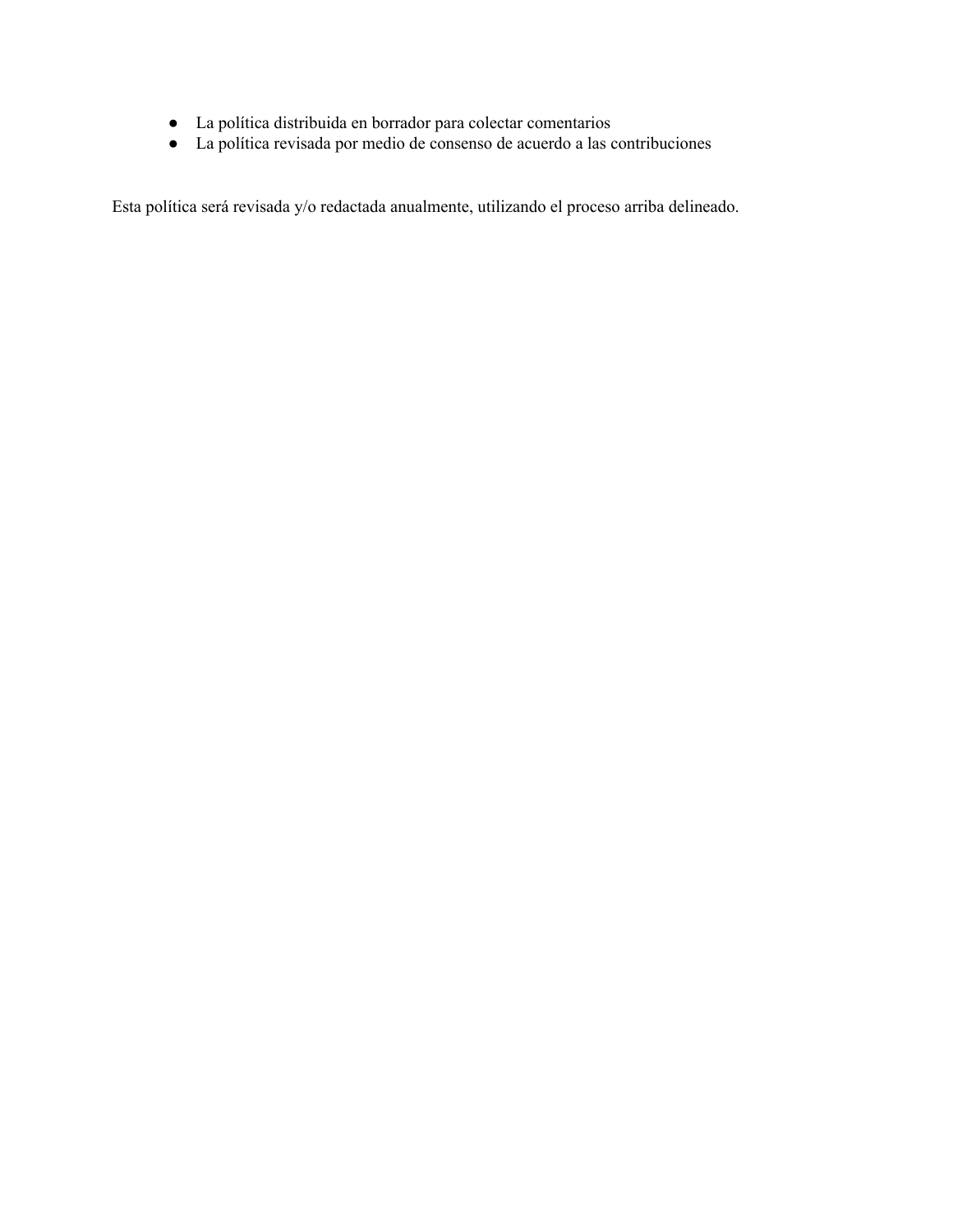- La política distribuida en borrador para colectar comentarios
- La política revisada por medio de consenso de acuerdo a las contribuciones

Esta política será revisada y/o redactada anualmente, utilizando el proceso arriba delineado.